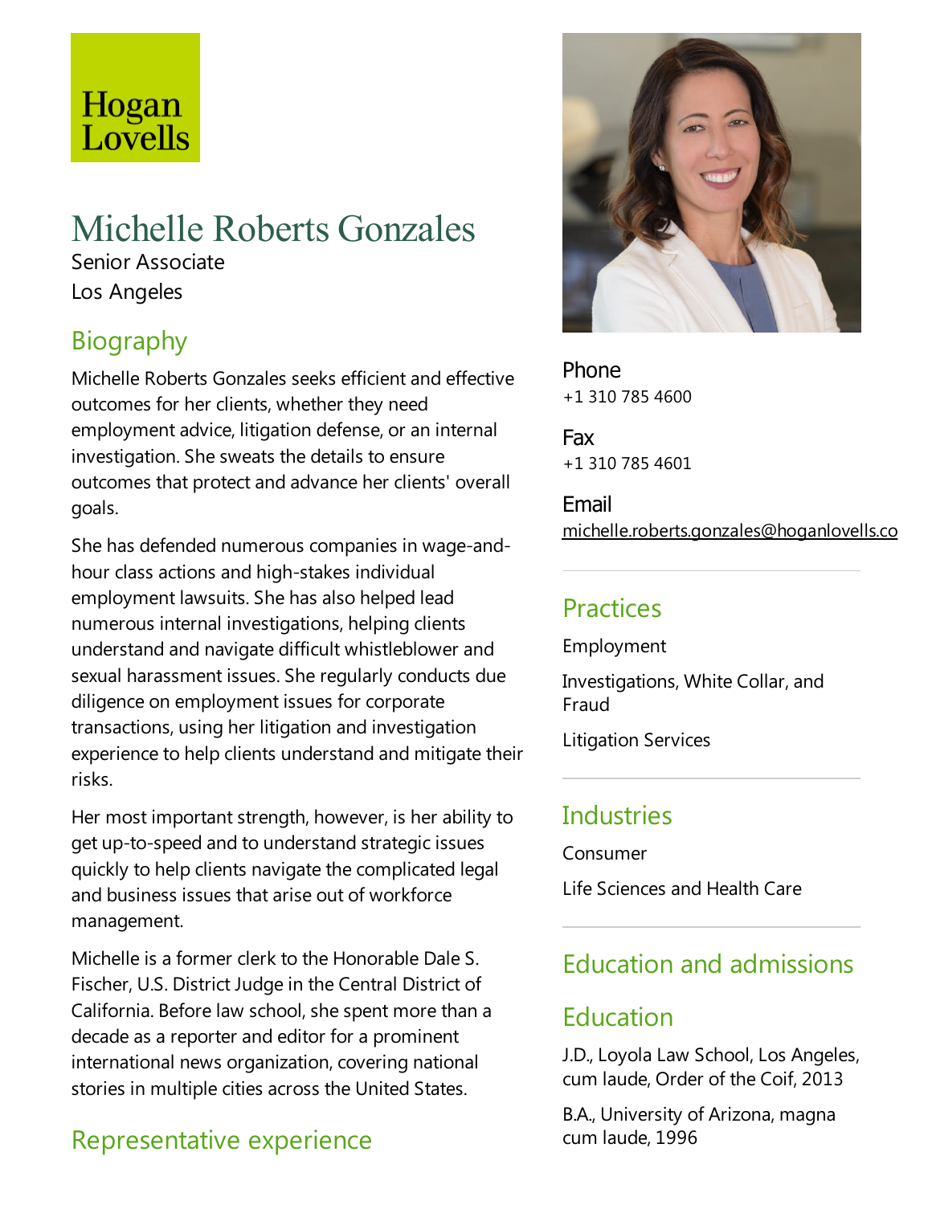Hogan Lovells

# Michelle Roberts Gonzales

Senior Associate

Los Angeles

## Biography

Michelle Roberts Gonzales seeks efficient and effective outcomes for her clients, whether they need employment advice, litigation defense, or an internal investigation. She sweats the details to ensure outcomes that protect and advance her clients' overall goals.

She has defended numerous companies in wage-and-hour class actions and high-stakes individual employment lawsuits. She has also helped lead numerous internal investigations, helping clients understand and navigate difficult whistleblower and sexual harassment issues. She regularly conducts due diligence on employment issues for corporate transactions, using her litigation and investigation experience to help clients understand and mitigate their risks.

Her most important strength, however, is her ability to get up-to-speed and to understand strategic issues quickly to help clients navigate the complicated legal and business issues that arise out of workforce management.

Michelle is a former clerk to the Honorable Dale S. Fischer, U.S. District Judge in the Central District of California. Before law school, she spent more than a decade as a reporter and editor for a prominent international news organization, covering national stories in multiple cities across the United States.

## Representative experience

**Phone**
+1 310 785 4600

**Fax**
+1 310 785 4601

**Email**
michelle.roberts.gonzales@hoganlovells.co

## Practices

Employment

Investigations, White Collar, and Fraud

Litigation Services

## Industries

Consumer

Life Sciences and Health Care

## Education and admissions

## Education

J.D., Loyola Law School, Los Angeles, cum laude, Order of the Coif, 2013

B.A., University of Arizona, magna cum laude, 1996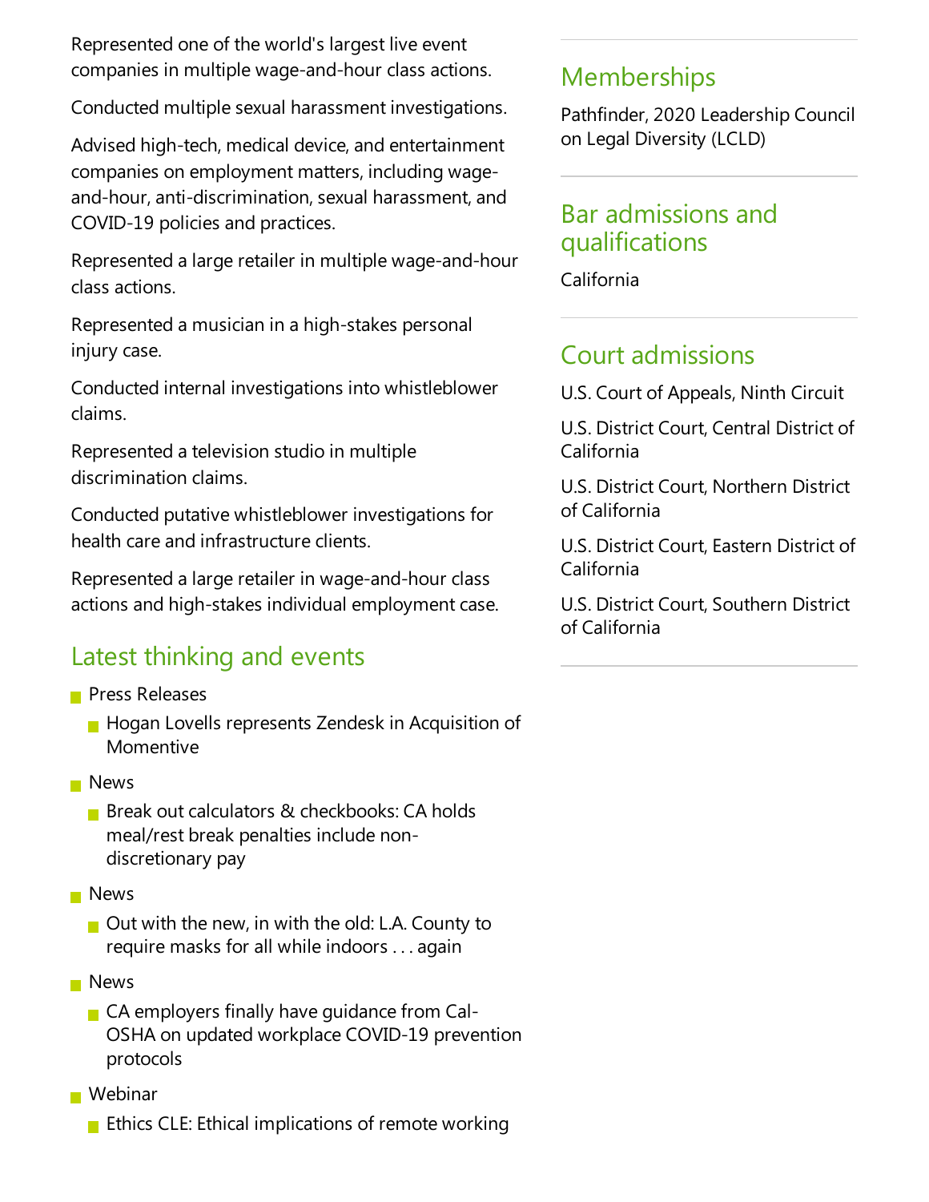Represented one of the world's largest live event companies in multiple wage-and-hour class actions.

Conducted multiple sexual harassment investigations.

Advised high-tech, medical device, and entertainment companies on employment matters, including wage-and-hour, anti-discrimination, sexual harassment, and COVID-19 policies and practices.

Represented a large retailer in multiple wage-and-hour class actions.

Represented a musician in a high-stakes personal injury case.

Conducted internal investigations into whistleblower claims.

Represented a television studio in multiple discrimination claims.

Conducted putative whistleblower investigations for health care and infrastructure clients.

Represented a large retailer in wage-and-hour class actions and high-stakes individual employment case.

## Latest thinking and events

- Press Releases
  - Hogan Lovells represents Zendesk in Acquisition of Momentive
- News
  - Break out calculators & checkbooks: CA holds meal/rest break penalties include non-discretionary pay
- News
  - Out with the new, in with the old: L.A. County to require masks for all while indoors . . . again
- News
  - CA employers finally have guidance from Cal-OSHA on updated workplace COVID-19 prevention protocols
- Webinar
  - Ethics CLE: Ethical implications of remote working

## Memberships

Pathfinder, 2020 Leadership Council on Legal Diversity (LCLD)

## Bar admissions and qualifications

California

## Court admissions

U.S. Court of Appeals, Ninth Circuit

U.S. District Court, Central District of California

U.S. District Court, Northern District of California

U.S. District Court, Eastern District of California

U.S. District Court, Southern District of California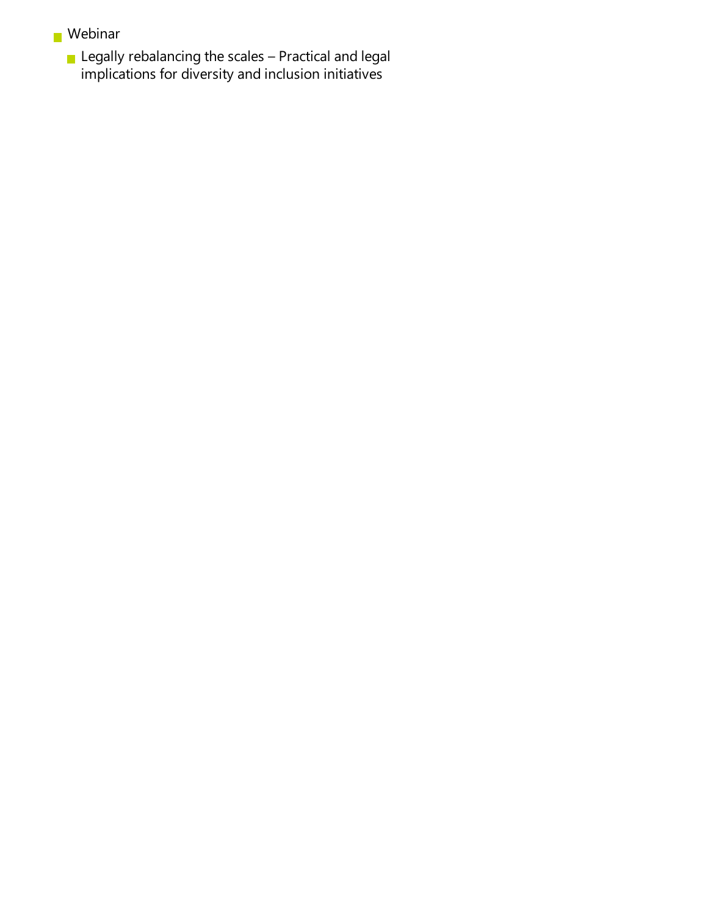- Webinar
  - Legally rebalancing the scales – Practical and legal implications for diversity and inclusion initiatives